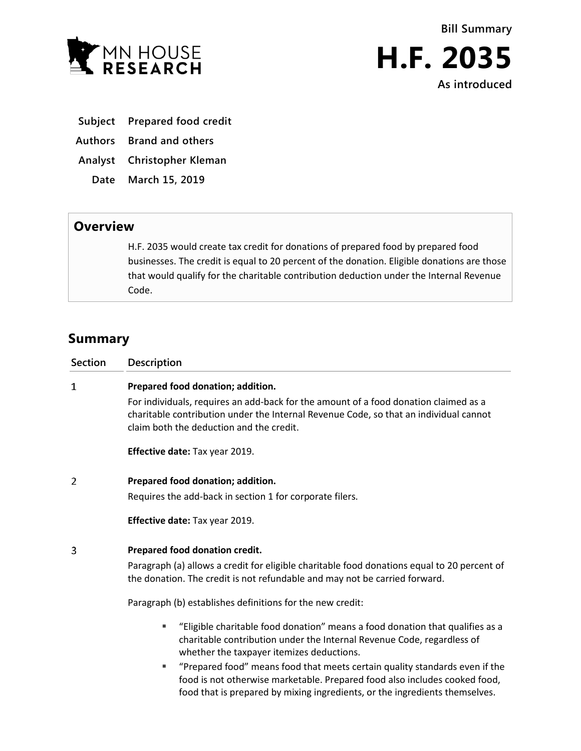MN HOUSE RESEARCH

Bill Summary

# H.F. 2035

As introduced

**Subject** Prepared food credit

**Authors** Brand and others

**Analyst** Christopher Kleman

**Date** March 15, 2019

## Overview

H.F. 2035 would create tax credit for donations of prepared food by prepared food businesses. The credit is equal to 20 percent of the donation. Eligible donations are those that would qualify for the charitable contribution deduction under the Internal Revenue Code.

## Summary

| Section | Description |
|---|---|
| 1 | **Prepared food donation; addition.**<br>For individuals, requires an add-back for the amount of a food donation claimed as a charitable contribution under the Internal Revenue Code, so that an individual cannot claim both the deduction and the credit.<br><br>**Effective date:** Tax year 2019. |
| 2 | **Prepared food donation; addition.**<br>Requires the add-back in section 1 for corporate filers.<br><br>**Effective date:** Tax year 2019. |
| 3 | **Prepared food donation credit.**<br>Paragraph (a) allows a credit for eligible charitable food donations equal to 20 percent of the donation. The credit is not refundable and may not be carried forward.<br><br>Paragraph (b) establishes definitions for the new credit:<br>▪ "Eligible charitable food donation" means a food donation that qualifies as a charitable contribution under the Internal Revenue Code, regardless of whether the taxpayer itemizes deductions.<br>▪ "Prepared food" means food that meets certain quality standards even if the food is not otherwise marketable. Prepared food also includes cooked food, food that is prepared by mixing ingredients, or the ingredients themselves. |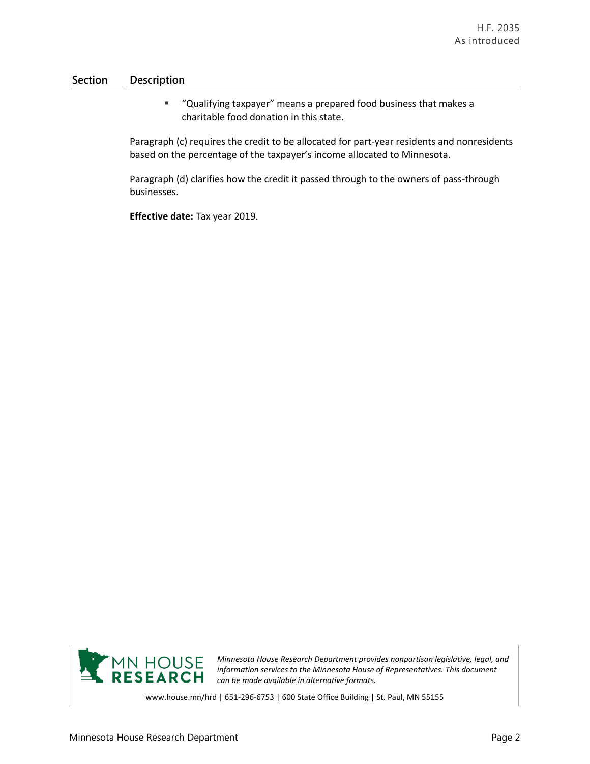| Section | Description |
|---|---|
| | ▪ "Qualifying taxpayer" means a prepared food business that makes a charitable food donation in this state. |
| | Paragraph (c) requires the credit to be allocated for part-year residents and nonresidents based on the percentage of the taxpayer's income allocated to Minnesota. |
| | Paragraph (d) clarifies how the credit it passed through to the owners of pass-through businesses. |
| | **Effective date:** Tax year 2019. |

MN HOUSE RESEARCH

*Minnesota House Research Department provides nonpartisan legislative, legal, and information services to the Minnesota House of Representatives. This document can be made available in alternative formats.*

www.house.mn/hrd | 651-296-6753 | 600 State Office Building | St. Paul, MN 55155